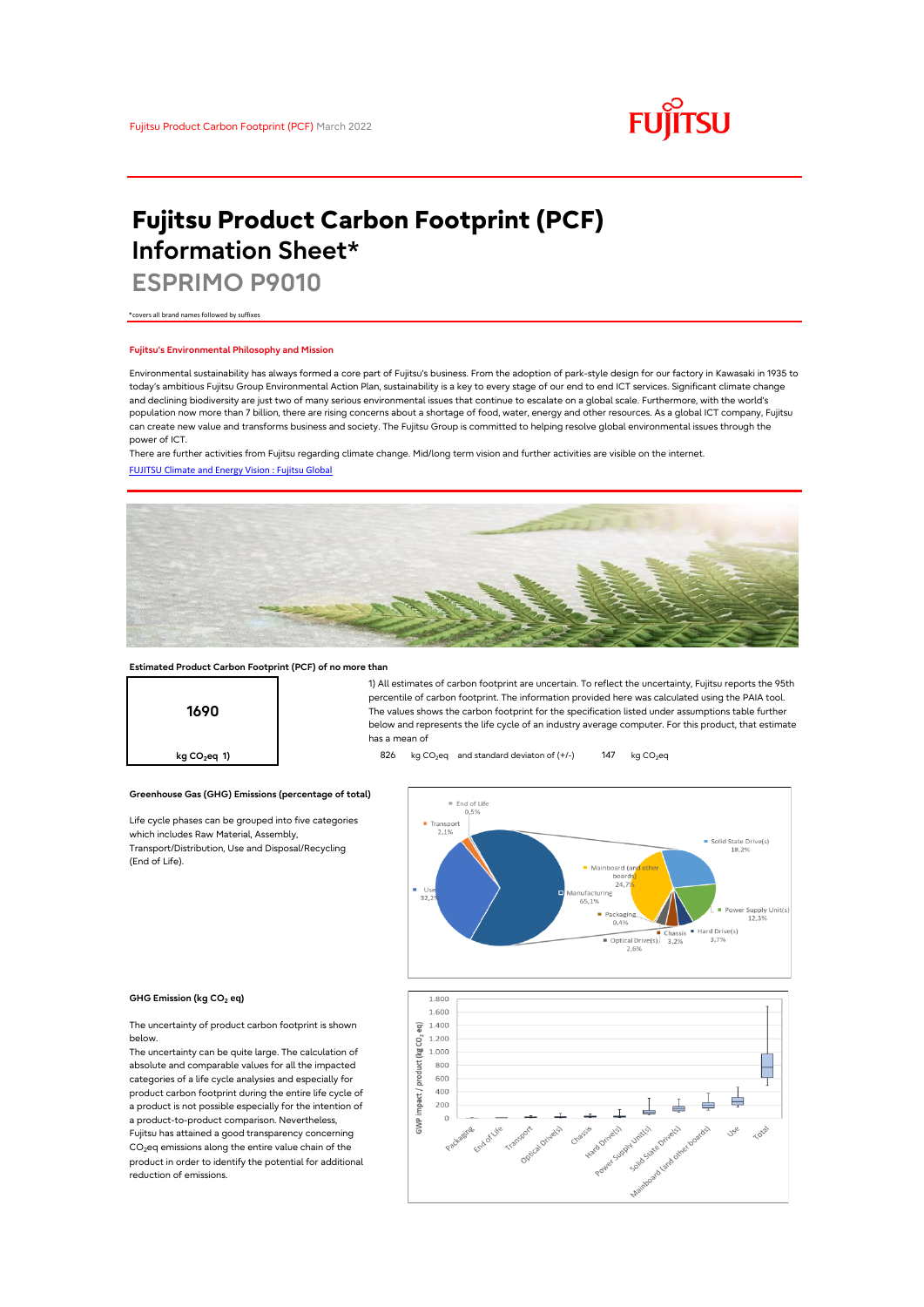# Fujitsu Product Carbon Footprint (PCF) Information Sheet*

## ESPRIMO P9010

*covers all brand names followed by suffixes

### Fujitsu's Environmental Philosophy and Mission

Environmental sustainability has always formed a core part of Fujitsu's business. From the adoption of park-style design for our factory in Kawasaki in 1935 to today's ambitious Fujitsu Group Environmental Action Plan, sustainability is a key to every stage of our end to end ICT services. Significant climate change and declining biodiversity are just two of many serious environmental issues that continue to escalate on a global scale. Furthermore, with the world's population now more than 7 billion, there are rising concerns about a shortage of food, water, energy and other resources. As a global ICT company, Fujitsu can create new value and transforms business and society. The Fujitsu Group is committed to helping resolve global environmental issues through the power of ICT.

There are further activities from Fujitsu regarding climate change. Mid/long term vision and further activities are visible on the internet.

[FUJITSU Climate and Energy Vision : Fujitsu Global](FUJITSU Climate and Energy Vision : Fujitsu Global)

### Estimated Product Carbon Footprint (PCF) of no more than

**1690**

kg $CO_2$eq 1)

1) All estimates of carbon footprint are uncertain. To reflect the uncertainty, Fujitsu reports the 95th percentile of carbon footprint. The information provided here was calculated using the PAIA tool. The values shows the carbon footprint for the specification listed under assumptions table further below and represents the life cycle of an industry average computer. For this product, that estimate has a mean of 826 kg $CO_2$eq and standard deviaton of (+/-) 147 kg $CO_2$eq

### Greenhouse Gas (GHG) Emissions (percentage of total)

Life cycle phases can be grouped into five categories which includes Raw Material, Assembly, Transport/Distribution, Use and Disposal/Recycling (End of Life).

| Life cycle phase | Share |
|---|---|
| End of Life | 0,5% |
| Transport | 2,1% |
| Use | 32,3% |
| Manufacturing | 65,1% |

| Manufacturing breakdown | Share |
|---|---|
| Solid State Drive(s) | 18,2% |
| Mainboard (and other boards) | 24,7% |
| Power Supply Unit(s) | 12,3% |
| Hard Drive(s) | 3,7% |
| Chassis | 3,2% |
| Optical Drive(s) | 2,6% |
| Packaging | 0,4% |

### GHG Emission (kg $CO_2$ eq)

The uncertainty of product carbon footprint is shown below.

The uncertainty can be quite large. The calculation of absolute and comparable values for all the impacted categories of a life cycle analysies and especially for product carbon footprint during the entire life cycle of a product is not possible especially for the intention of a product-to-product comparison. Nevertheless, Fujitsu has attained a good transparency concerning $CO_2$eq emissions along the entire value chain of the product in order to identify the potential for additional reduction of emissions.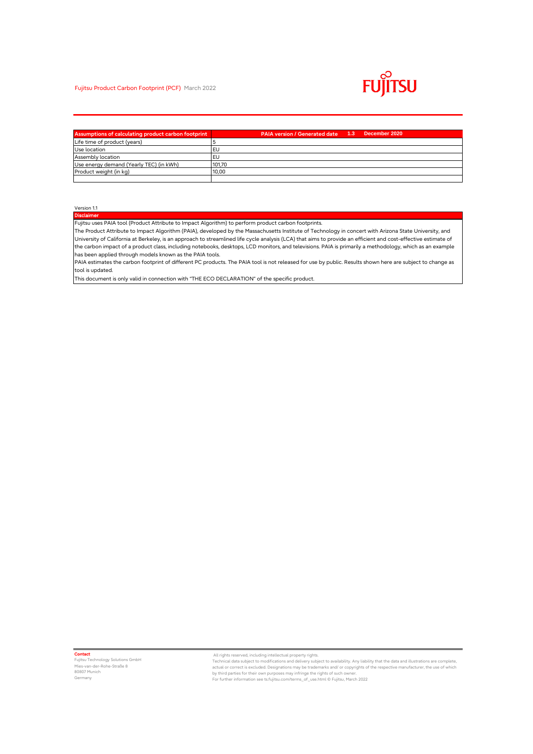Fujitsu Product Carbon Footprint (PCF) March 2022

| Assumptions of calculating product carbon footprint | PAIA version / Generated date 1.3 December 2020 |
|---|---|
| Life time of product (years) | 5 |
| Use location | EU |
| Assembly location | EU |
| Use energy demand (Yearly TEC) (in kWh) | 101,70 |
| Product weight (in kg) | 10,00 |
| | |

Version 1.1

**Disclaimer**

Fujitsu uses PAIA tool (Product Attribute to Impact Algorithm) to perform product carbon footprints.

The Product Attribute to Impact Algorithm (PAIA), developed by the Massachusetts Institute of Technology in concert with Arizona State University, and University of California at Berkeley, is an approach to streamlined life cycle analysis (LCA) that aims to provide an efficient and cost-effective estimate of the carbon impact of a product class, including notebooks, desktops, LCD monitors, and televisions. PAIA is primarily a methodology, which as an example has been applied through models known as the PAIA tools.

PAIA estimates the carbon footprint of different PC products. The PAIA tool is not released for use by public. Results shown here are subject to change as tool is updated.

This document is only valid in connection with "THE ECO DECLARATION" of the specific product.

**Contact**
Fujitsu Technology Solutions GmbH
Mies-van-der-Rohe-Straße 8
80807 Munich
Germany

All rights reserved, including intellectual property rights.
Technical data subject to modifications and delivery subject to availability. Any liability that the data and illustrations are complete, actual or correct is excluded. Designations may be trademarks and/ or copyrights of the respective manufacturer, the use of which by third parties for their own purposes may infringe the rights of such owner.
For further information see ts.fujitsu.com/terms_of_use.html © Fujitsu, March 2022